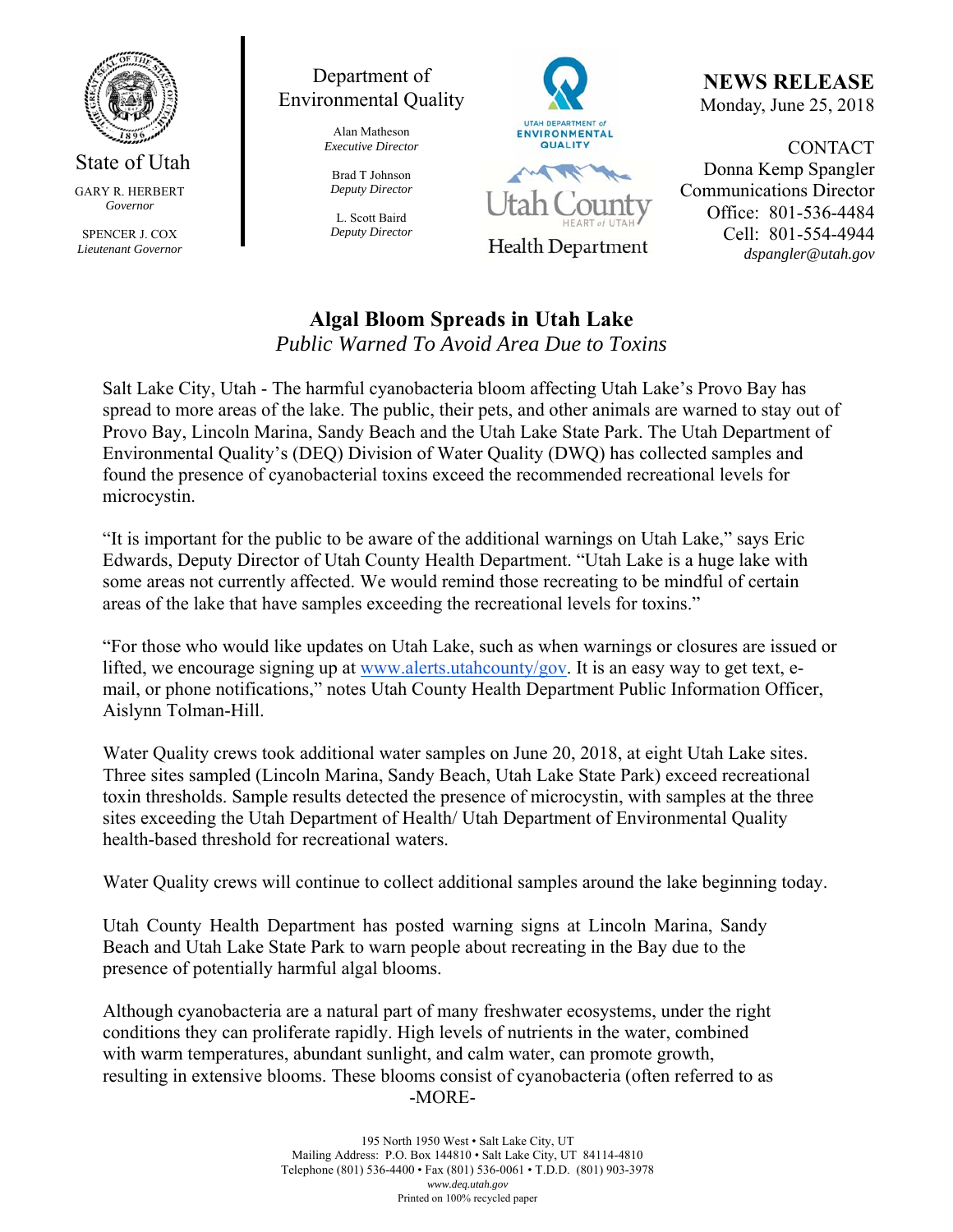State of Utah

GARY R. HERBERT
*Governor*

SPENCER J. COX
*Lieutenant Governor*

Department of Environmental Quality

Alan Matheson
*Executive Director*

Brad T Johnson
*Deputy Director*

L. Scott Baird
*Deputy Director*

UTAH DEPARTMENT of ENVIRONMENTAL QUALITY

Utah County HEART of UTAH Health Department

**NEWS RELEASE**
Monday, June 25, 2018

CONTACT
Donna Kemp Spangler
Communications Director
Office: 801-536-4484
Cell: 801-554-4944
*dspangler@utah.gov*

# Algal Bloom Spreads in Utah Lake

*Public Warned To Avoid Area Due to Toxins*

Salt Lake City, Utah - The harmful cyanobacteria bloom affecting Utah Lake's Provo Bay has spread to more areas of the lake. The public, their pets, and other animals are warned to stay out of Provo Bay, Lincoln Marina, Sandy Beach and the Utah Lake State Park. The Utah Department of Environmental Quality's (DEQ) Division of Water Quality (DWQ) has collected samples and found the presence of cyanobacterial toxins exceed the recommended recreational levels for microcystin.

"It is important for the public to be aware of the additional warnings on Utah Lake," says Eric Edwards, Deputy Director of Utah County Health Department. "Utah Lake is a huge lake with some areas not currently affected. We would remind those recreating to be mindful of certain areas of the lake that have samples exceeding the recreational levels for toxins."

"For those who would like updates on Utah Lake, such as when warnings or closures are issued or lifted, we encourage signing up at www.alerts.utahcounty/gov. It is an easy way to get text, e-mail, or phone notifications," notes Utah County Health Department Public Information Officer, Aislynn Tolman-Hill.

Water Quality crews took additional water samples on June 20, 2018, at eight Utah Lake sites. Three sites sampled (Lincoln Marina, Sandy Beach, Utah Lake State Park) exceed recreational toxin thresholds. Sample results detected the presence of microcystin, with samples at the three sites exceeding the Utah Department of Health/ Utah Department of Environmental Quality health-based threshold for recreational waters.

Water Quality crews will continue to collect additional samples around the lake beginning today.

Utah County Health Department has posted warning signs at Lincoln Marina, Sandy Beach and Utah Lake State Park to warn people about recreating in the Bay due to the presence of potentially harmful algal blooms.

Although cyanobacteria are a natural part of many freshwater ecosystems, under the right conditions they can proliferate rapidly. High levels of nutrients in the water, combined with warm temperatures, abundant sunlight, and calm water, can promote growth, resulting in extensive blooms. These blooms consist of cyanobacteria (often referred to as

-MORE-

195 North 1950 West • Salt Lake City, UT
Mailing Address: P.O. Box 144810 • Salt Lake City, UT 84114-4810
Telephone (801) 536-4400 • Fax (801) 536-0061 • T.D.D. (801) 903-3978
*www.deq.utah.gov*
Printed on 100% recycled paper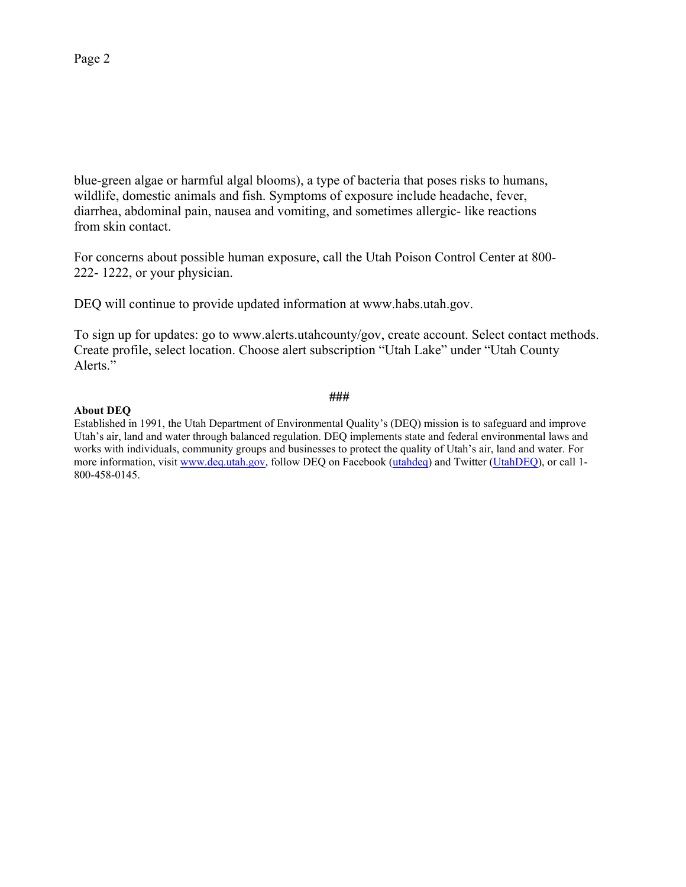blue-green algae or harmful algal blooms), a type of bacteria that poses risks to humans, wildlife, domestic animals and fish. Symptoms of exposure include headache, fever, diarrhea, abdominal pain, nausea and vomiting, and sometimes allergic- like reactions from skin contact.

For concerns about possible human exposure, call the Utah Poison Control Center at 800-222- 1222, or your physician.

DEQ will continue to provide updated information at www.habs.utah.gov.

To sign up for updates: go to www.alerts.utahcounty/gov, create account. Select contact methods. Create profile, select location. Choose alert subscription "Utah Lake" under "Utah County Alerts."

###

**About DEQ**

Established in 1991, the Utah Department of Environmental Quality's (DEQ) mission is to safeguard and improve Utah's air, land and water through balanced regulation. DEQ implements state and federal environmental laws and works with individuals, community groups and businesses to protect the quality of Utah's air, land and water. For more information, visit www.deq.utah.gov, follow DEQ on Facebook (utahdeq) and Twitter (UtahDEQ), or call 1-800-458-0145.